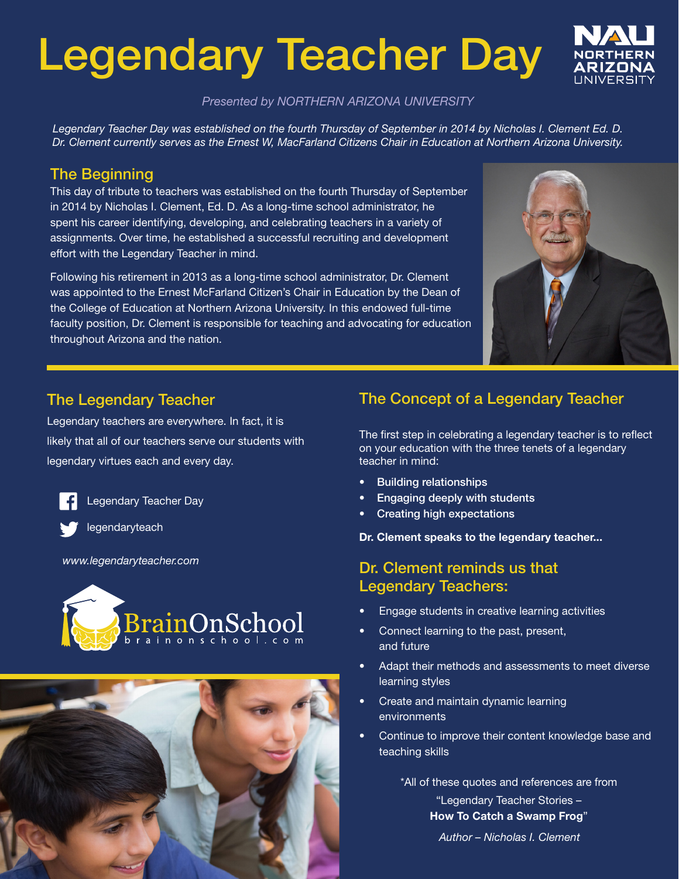# Legendary Teacher Day

*Presented by NORTHERN ARIZONA UNIVERSITY*

*Legendary Teacher Day was established on the fourth Thursday of September in 2014 by Nicholas I. Clement Ed. D. Dr. Clement currently serves as the Ernest W, MacFarland Citizens Chair in Education at Northern Arizona University.*

## The Beginning

This day of tribute to teachers was established on the fourth Thursday of September in 2014 by Nicholas I. Clement, Ed. D. As a long-time school administrator, he spent his career identifying, developing, and celebrating teachers in a variety of assignments. Over time, he established a successful recruiting and development effort with the Legendary Teacher in mind.

Following his retirement in 2013 as a long-time school administrator, Dr. Clement was appointed to the Ernest McFarland Citizen's Chair in Education by the Dean of the College of Education at Northern Arizona University. In this endowed full-time faculty position, Dr. Clement is responsible for teaching and advocating for education throughout Arizona and the nation.

## The Legendary Teacher

Legendary teachers are everywhere. In fact, it is likely that all of our teachers serve our students with legendary virtues each and every day.

Legendary Teacher Day

legendaryteach

*www.legendaryteacher.com*

BrainOnSchool
brainonschool.com

## The Concept of a Legendary Teacher

The first step in celebrating a legendary teacher is to reflect on your education with the three tenets of a legendary teacher in mind:

- **Building relationships**
- **Engaging deeply with students**
- **Creating high expectations**

**Dr. Clement speaks to the legendary teacher...**

## Dr. Clement reminds us that Legendary Teachers:

- Engage students in creative learning activities
- Connect learning to the past, present, and future
- Adapt their methods and assessments to meet diverse learning styles
- Create and maintain dynamic learning environments
- Continue to improve their content knowledge base and teaching skills

*All of these quotes and references are from "Legendary Teacher Stories – **How To Catch a Swamp Frog**"

*Author – Nicholas I. Clement*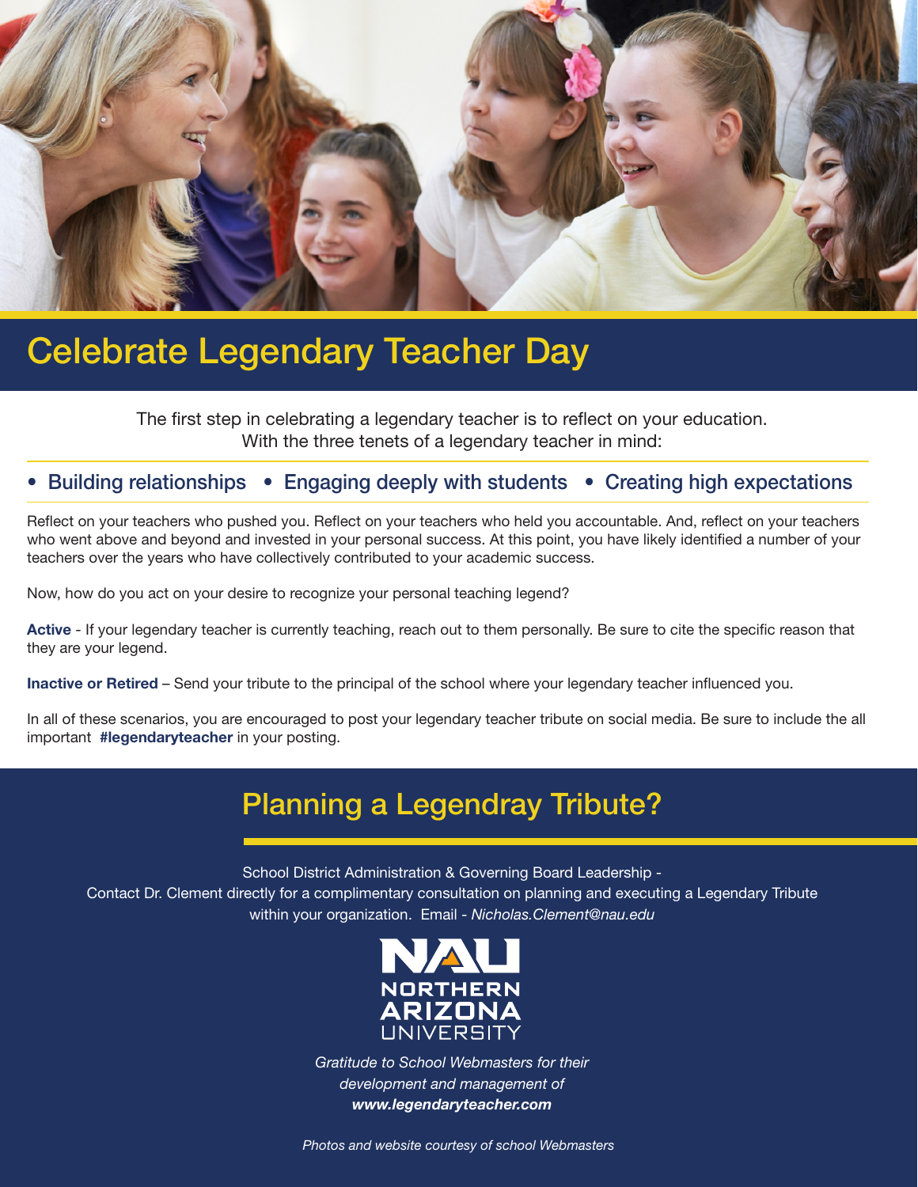# Celebrate Legendary Teacher Day

The first step in celebrating a legendary teacher is to reflect on your education.
With the three tenets of a legendary teacher in mind:

- Building relationships
- Engaging deeply with students
- Creating high expectations

Reflect on your teachers who pushed you. Reflect on your teachers who held you accountable. And, reflect on your teachers who went above and beyond and invested in your personal success. At this point, you have likely identified a number of your teachers over the years who have collectively contributed to your academic success.

Now, how do you act on your desire to recognize your personal teaching legend?

**Active** - If your legendary teacher is currently teaching, reach out to them personally. Be sure to cite the specific reason that they are your legend.

**Inactive or Retired** – Send your tribute to the principal of the school where your legendary teacher influenced you.

In all of these scenarios, you are encouraged to post your legendary teacher tribute on social media. Be sure to include the all important **#legendaryteacher** in your posting.

## Planning a Legendray Tribute?

School District Administration & Governing Board Leadership -
Contact Dr. Clement directly for a complimentary consultation on planning and executing a Legendary Tribute within your organization. Email - *Nicholas.Clement@nau.edu*

NAU
NORTHERN ARIZONA UNIVERSITY

*Gratitude to School Webmasters for their development and management of* ***www.legendaryteacher.com***

*Photos and website courtesy of school Webmasters*